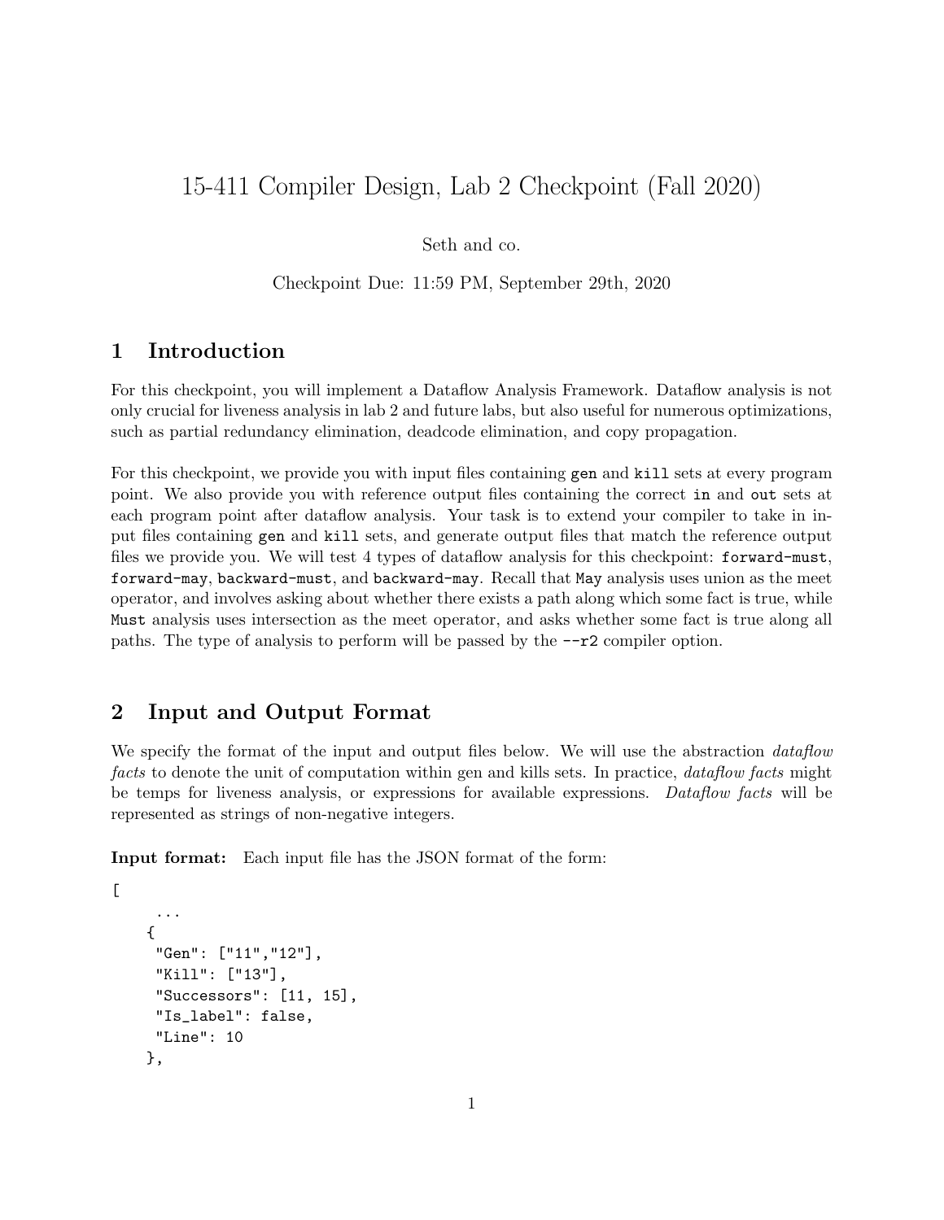# 15-411 Compiler Design, Lab 2 Checkpoint (Fall 2020)

Seth and co.

Checkpoint Due: 11:59 PM, September 29th, 2020

## 1 Introduction

For this checkpoint, you will implement a Dataflow Analysis Framework. Dataflow analysis is not only crucial for liveness analysis in lab 2 and future labs, but also useful for numerous optimizations, such as partial redundancy elimination, deadcode elimination, and copy propagation.

For this checkpoint, we provide you with input files containing `gen` and `kill` sets at every program point. We also provide you with reference output files containing the correct `in` and `out` sets at each program point after dataflow analysis. Your task is to extend your compiler to take in input files containing `gen` and `kill` sets, and generate output files that match the reference output files we provide you. We will test 4 types of dataflow analysis for this checkpoint: `forward-must`, `forward-may`, `backward-must`, and `backward-may`. Recall that `May` analysis uses union as the meet operator, and involves asking about whether there exists a path along which some fact is true, while `Must` analysis uses intersection as the meet operator, and asks whether some fact is true along all paths. The type of analysis to perform will be passed by the `--r2` compiler option.

## 2 Input and Output Format

We specify the format of the input and output files below. We will use the abstraction *dataflow facts* to denote the unit of computation within gen and kills sets. In practice, *dataflow facts* might be temps for liveness analysis, or expressions for available expressions. *Dataflow facts* will be represented as strings of non-negative integers.

**Input format:** Each input file has the JSON format of the form:

```
[
    ...
   {
    "Gen": ["11","12"],
    "Kill": ["13"],
    "Successors": [11, 15],
    "Is_label": false,
    "Line": 10
   },
```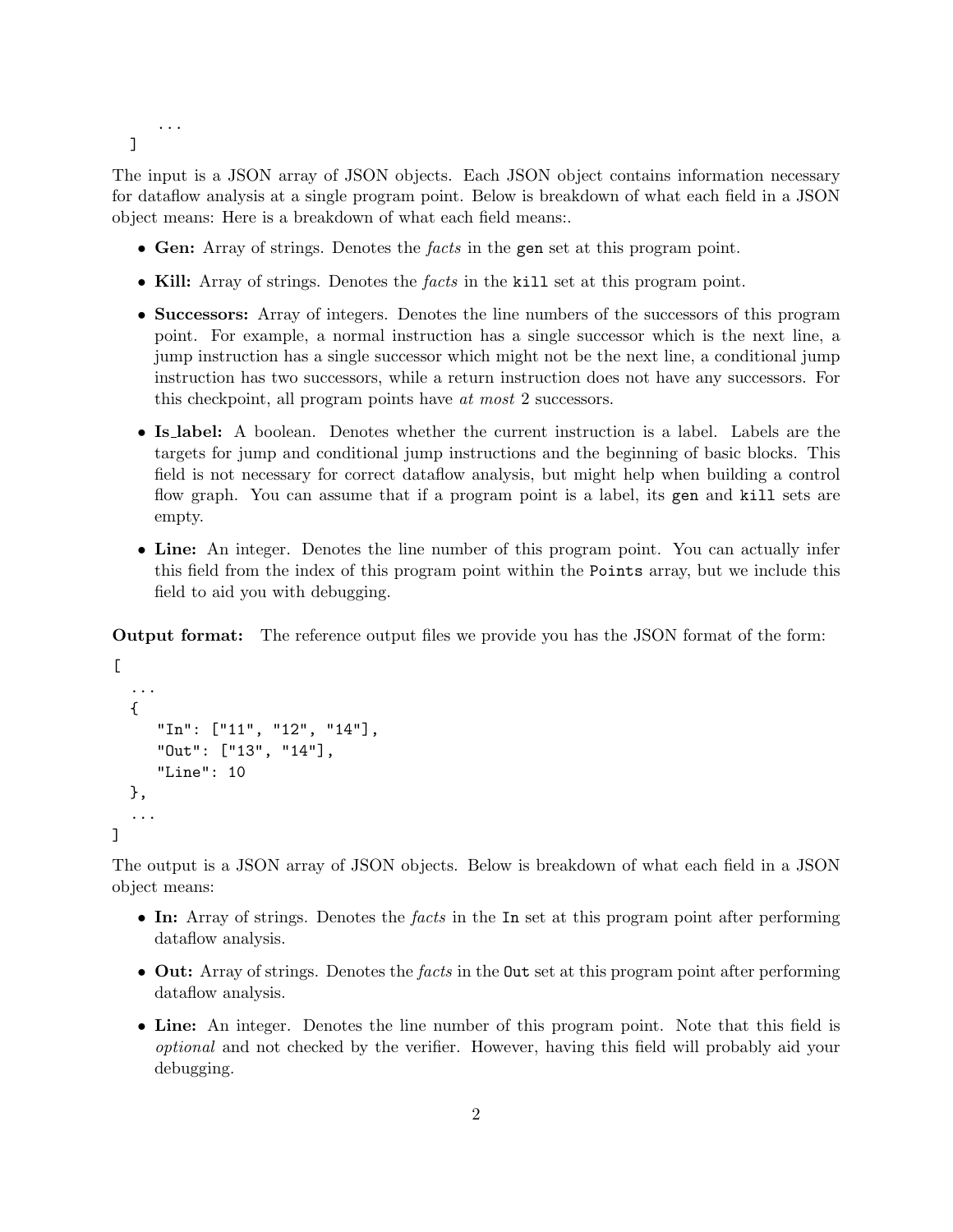```
    ...
  ]
```

The input is a JSON array of JSON objects. Each JSON object contains information necessary for dataflow analysis at a single program point. Below is breakdown of what each field in a JSON object means: Here is a breakdown of what each field means:.

- **Gen:** Array of strings. Denotes the *facts* in the `gen` set at this program point.
- **Kill:** Array of strings. Denotes the *facts* in the `kill` set at this program point.
- **Successors:** Array of integers. Denotes the line numbers of the successors of this program point. For example, a normal instruction has a single successor which is the next line, a jump instruction has a single successor which might not be the next line, a conditional jump instruction has two successors, while a return instruction does not have any successors. For this checkpoint, all program points have *at most* 2 successors.
- **Is_label:** A boolean. Denotes whether the current instruction is a label. Labels are the targets for jump and conditional jump instructions and the beginning of basic blocks. This field is not necessary for correct dataflow analysis, but might help when building a control flow graph. You can assume that if a program point is a label, its `gen` and `kill` sets are empty.
- **Line:** An integer. Denotes the line number of this program point. You can actually infer this field from the index of this program point within the `Points` array, but we include this field to aid you with debugging.

**Output format:** The reference output files we provide you has the JSON format of the form:

```
[
  ...
  {
     "In": ["11", "12", "14"],
     "Out": ["13", "14"],
     "Line": 10
  },
  ...
]
```

The output is a JSON array of JSON objects. Below is breakdown of what each field in a JSON object means:

- **In:** Array of strings. Denotes the *facts* in the `In` set at this program point after performing dataflow analysis.
- **Out:** Array of strings. Denotes the *facts* in the `Out` set at this program point after performing dataflow analysis.
- **Line:** An integer. Denotes the line number of this program point. Note that this field is *optional* and not checked by the verifier. However, having this field will probably aid your debugging.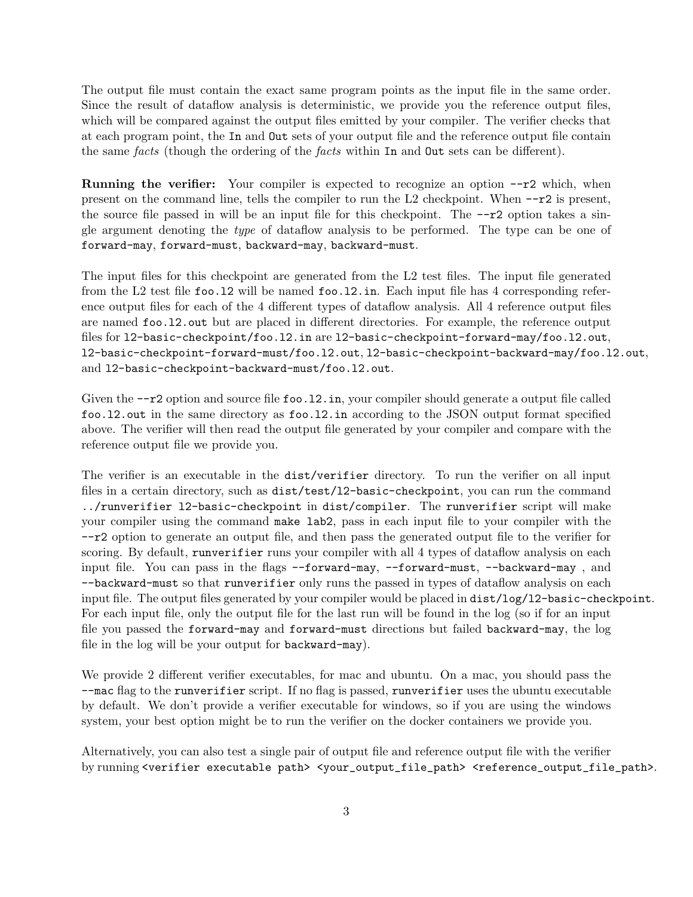The output file must contain the exact same program points as the input file in the same order. Since the result of dataflow analysis is deterministic, we provide you the reference output files, which will be compared against the output files emitted by your compiler. The verifier checks that at each program point, the `In` and `Out` sets of your output file and the reference output file contain the same *facts* (though the ordering of the *facts* within `In` and `Out` sets can be different).

**Running the verifier:** Your compiler is expected to recognize an option `--r2` which, when present on the command line, tells the compiler to run the L2 checkpoint. When `--r2` is present, the source file passed in will be an input file for this checkpoint. The `--r2` option takes a single argument denoting the *type* of dataflow analysis to be performed. The type can be one of `forward-may`, `forward-must`, `backward-may`, `backward-must`.

The input files for this checkpoint are generated from the L2 test files. The input file generated from the L2 test file `foo.l2` will be named `foo.l2.in`. Each input file has 4 corresponding reference output files for each of the 4 different types of dataflow analysis. All 4 reference output files are named `foo.l2.out` but are placed in different directories. For example, the reference output files for `l2-basic-checkpoint/foo.l2.in` are `l2-basic-checkpoint-forward-may/foo.l2.out`, `l2-basic-checkpoint-forward-must/foo.l2.out`, `l2-basic-checkpoint-backward-may/foo.l2.out`, and `l2-basic-checkpoint-backward-must/foo.l2.out`.

Given the `--r2` option and source file `foo.l2.in`, your compiler should generate a output file called `foo.l2.out` in the same directory as `foo.l2.in` according to the JSON output format specified above. The verifier will then read the output file generated by your compiler and compare with the reference output file we provide you.

The verifier is an executable in the `dist/verifier` directory. To run the verifier on all input files in a certain directory, such as `dist/test/l2-basic-checkpoint`, you can run the command `../runverifier l2-basic-checkpoint` in `dist/compiler`. The `runverifier` script will make your compiler using the command `make lab2`, pass in each input file to your compiler with the `--r2` option to generate an output file, and then pass the generated output file to the verifier for scoring. By default, `runverifier` runs your compiler with all 4 types of dataflow analysis on each input file. You can pass in the flags `--forward-may`, `--forward-must`, `--backward-may` , and `--backward-must` so that `runverifier` only runs the passed in types of dataflow analysis on each input file. The output files generated by your compiler would be placed in `dist/log/l2-basic-checkpoint`. For each input file, only the output file for the last run will be found in the log (so if for an input file you passed the `forward-may` and `forward-must` directions but failed `backward-may`, the log file in the log will be your output for `backward-may`).

We provide 2 different verifier executables, for mac and ubuntu. On a mac, you should pass the `--mac` flag to the `runverifier` script. If no flag is passed, `runverifier` uses the ubuntu executable by default. We don't provide a verifier executable for windows, so if you are using the windows system, your best option might be to run the verifier on the docker containers we provide you.

Alternatively, you can also test a single pair of output file and reference output file with the verifier by running `<verifier executable path> <your_output_file_path> <reference_output_file_path>`.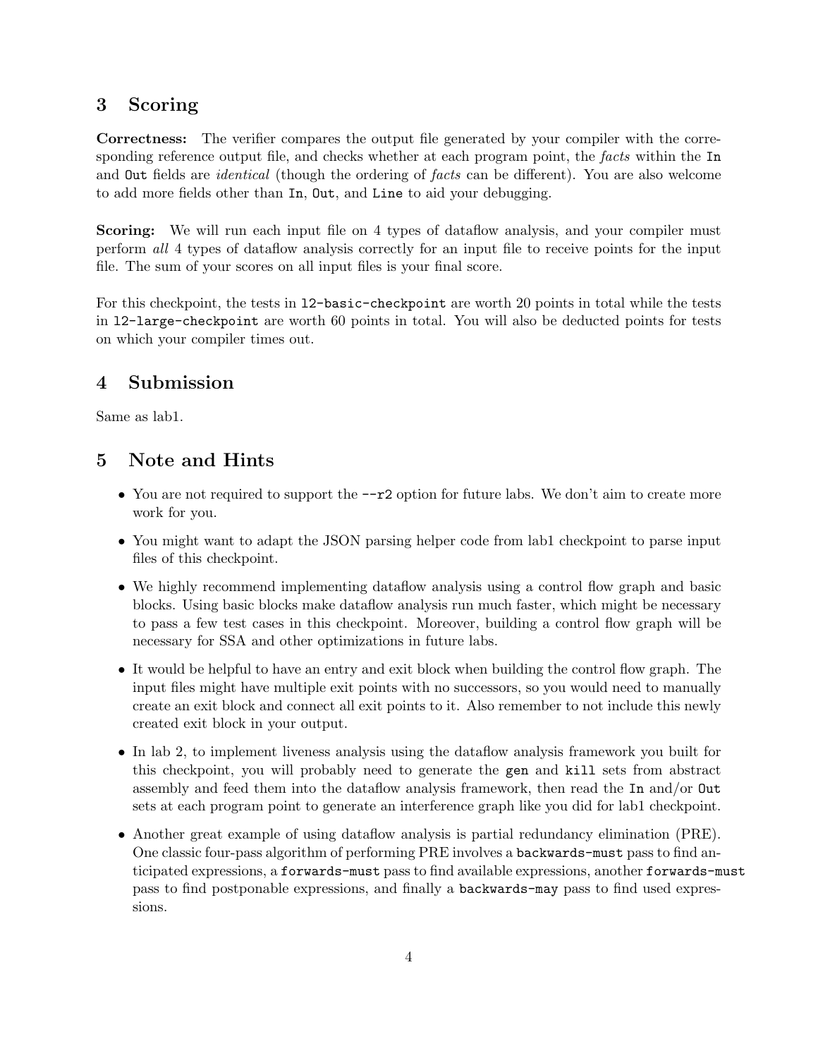## 3 Scoring

**Correctness:** The verifier compares the output file generated by your compiler with the corresponding reference output file, and checks whether at each program point, the *facts* within the `In` and `Out` fields are *identical* (though the ordering of *facts* can be different). You are also welcome to add more fields other than `In`, `Out`, and `Line` to aid your debugging.

**Scoring:** We will run each input file on 4 types of dataflow analysis, and your compiler must perform *all* 4 types of dataflow analysis correctly for an input file to receive points for the input file. The sum of your scores on all input files is your final score.

For this checkpoint, the tests in `l2-basic-checkpoint` are worth 20 points in total while the tests in `l2-large-checkpoint` are worth 60 points in total. You will also be deducted points for tests on which your compiler times out.

## 4 Submission

Same as lab1.

## 5 Note and Hints

- You are not required to support the `--r2` option for future labs. We don't aim to create more work for you.
- You might want to adapt the JSON parsing helper code from lab1 checkpoint to parse input files of this checkpoint.
- We highly recommend implementing dataflow analysis using a control flow graph and basic blocks. Using basic blocks make dataflow analysis run much faster, which might be necessary to pass a few test cases in this checkpoint. Moreover, building a control flow graph will be necessary for SSA and other optimizations in future labs.
- It would be helpful to have an entry and exit block when building the control flow graph. The input files might have multiple exit points with no successors, so you would need to manually create an exit block and connect all exit points to it. Also remember to not include this newly created exit block in your output.
- In lab 2, to implement liveness analysis using the dataflow analysis framework you built for this checkpoint, you will probably need to generate the `gen` and `kill` sets from abstract assembly and feed them into the dataflow analysis framework, then read the `In` and/or `Out` sets at each program point to generate an interference graph like you did for lab1 checkpoint.
- Another great example of using dataflow analysis is partial redundancy elimination (PRE). One classic four-pass algorithm of performing PRE involves a `backwards-must` pass to find anticipated expressions, a `forwards-must` pass to find available expressions, another `forwards-must` pass to find postponable expressions, and finally a `backwards-may` pass to find used expressions.